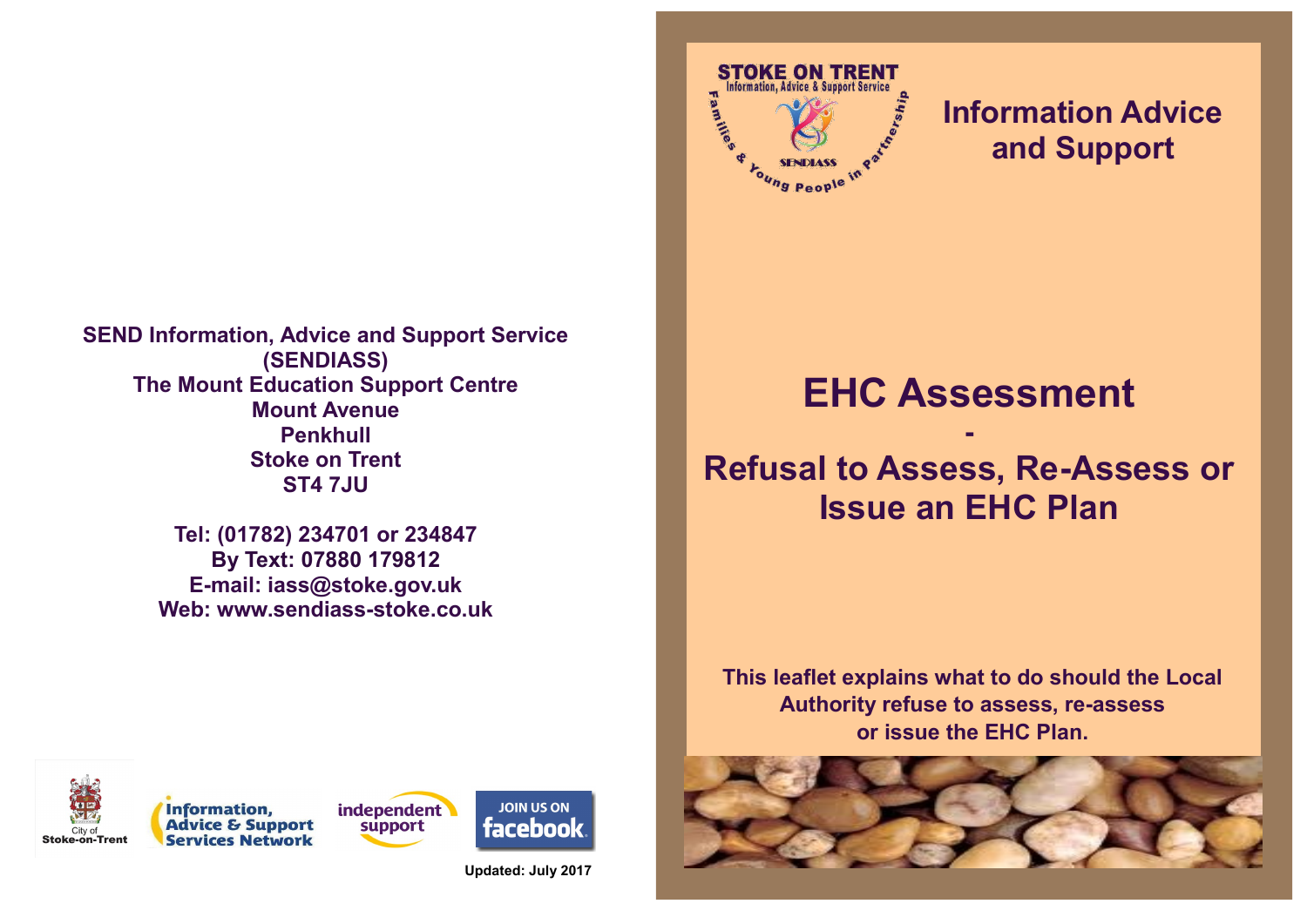# Information Advice and Support

## EHC Assessment

## -

## Refusal to Assess, Re-Assess or Issue an EHC Plan

**This leaflet explains what to do should the Local Authority refuse to assess, re-assess or issue the EHC Plan.**

**SEND Information, Advice and Support Service (SENDIASS)**
**The Mount Education Support Centre**
**Mount Avenue**
**Penkhull**
**Stoke on Trent**
**ST4 7JU**

**Tel: (01782) 234701 or 234847**
**By Text: 07880 179812**
**E-mail: iass@stoke.gov.uk**
**Web: www.sendiass-stoke.co.uk**

**Updated: July 2017**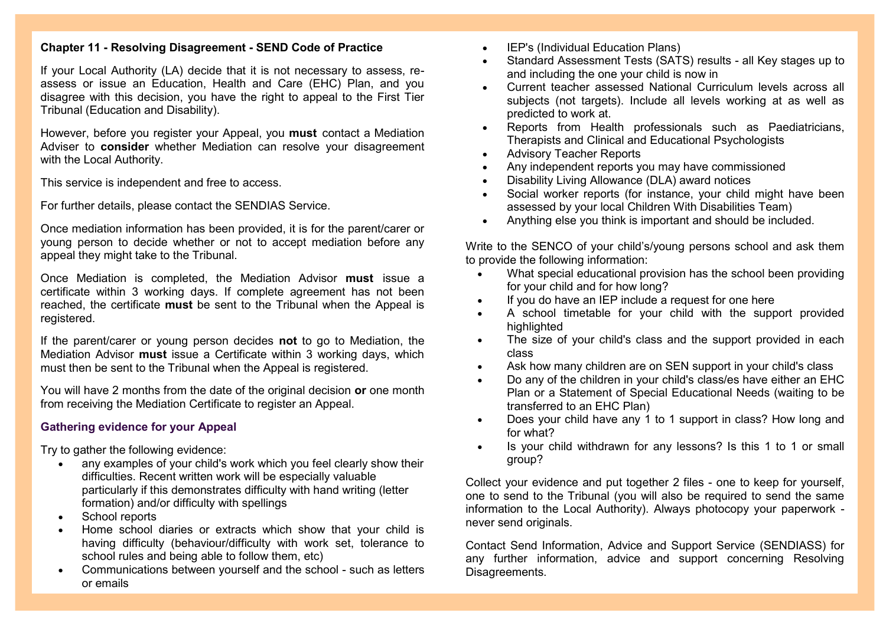## Chapter 11 - Resolving Disagreement - SEND Code of Practice

If your Local Authority (LA) decide that it is not necessary to assess, re-assess or issue an Education, Health and Care (EHC) Plan, and you disagree with this decision, you have the right to appeal to the First Tier Tribunal (Education and Disability).

However, before you register your Appeal, you **must** contact a Mediation Adviser to **consider** whether Mediation can resolve your disagreement with the Local Authority.

This service is independent and free to access.

For further details, please contact the SENDIAS Service.

Once mediation information has been provided, it is for the parent/carer or young person to decide whether or not to accept mediation before any appeal they might take to the Tribunal.

Once Mediation is completed, the Mediation Advisor **must** issue a certificate within 3 working days. If complete agreement has not been reached, the certificate **must** be sent to the Tribunal when the Appeal is registered.

If the parent/carer or young person decides **not** to go to Mediation, the Mediation Advisor **must** issue a Certificate within 3 working days, which must then be sent to the Tribunal when the Appeal is registered.

You will have 2 months from the date of the original decision **or** one month from receiving the Mediation Certificate to register an Appeal.

### Gathering evidence for your Appeal

Try to gather the following evidence:

- any examples of your child's work which you feel clearly show their difficulties. Recent written work will be especially valuable particularly if this demonstrates difficulty with hand writing (letter formation) and/or difficulty with spellings
- School reports
- Home school diaries or extracts which show that your child is having difficulty (behaviour/difficulty with work set, tolerance to school rules and being able to follow them, etc)
- Communications between yourself and the school - such as letters or emails
- IEP's (Individual Education Plans)
- Standard Assessment Tests (SATS) results - all Key stages up to and including the one your child is now in
- Current teacher assessed National Curriculum levels across all subjects (not targets). Include all levels working at as well as predicted to work at.
- Reports from Health professionals such as Paediatricians, Therapists and Clinical and Educational Psychologists
- Advisory Teacher Reports
- Any independent reports you may have commissioned
- Disability Living Allowance (DLA) award notices
- Social worker reports (for instance, your child might have been assessed by your local Children With Disabilities Team)
- Anything else you think is important and should be included.

Write to the SENCO of your child's/young persons school and ask them to provide the following information:

- What special educational provision has the school been providing for your child and for how long?
- If you do have an IEP include a request for one here
- A school timetable for your child with the support provided highlighted
- The size of your child's class and the support provided in each class
- Ask how many children are on SEN support in your child's class
- Do any of the children in your child's class/es have either an EHC Plan or a Statement of Special Educational Needs (waiting to be transferred to an EHC Plan)
- Does your child have any 1 to 1 support in class? How long and for what?
- Is your child withdrawn for any lessons? Is this 1 to 1 or small group?

Collect your evidence and put together 2 files - one to keep for yourself, one to send to the Tribunal (you will also be required to send the same information to the Local Authority). Always photocopy your paperwork - never send originals.

Contact Send Information, Advice and Support Service (SENDIASS) for any further information, advice and support concerning Resolving Disagreements.